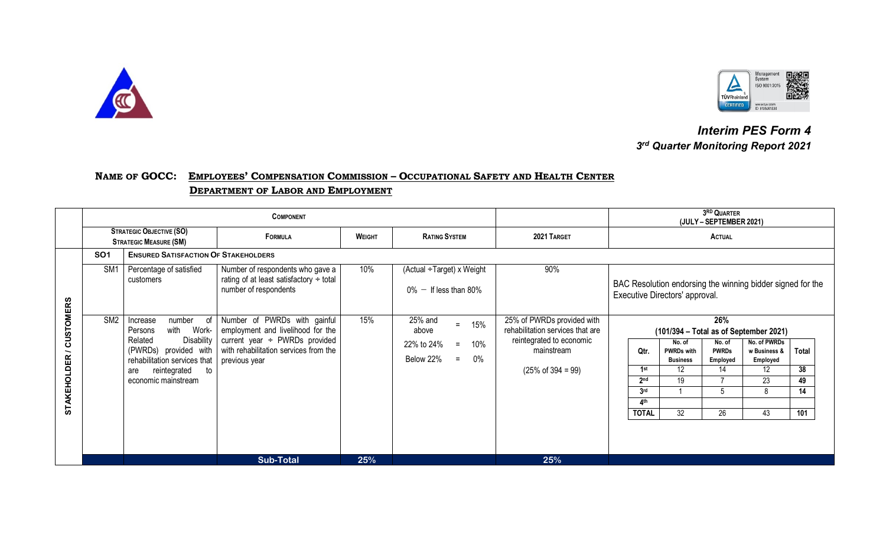*Interim PES Form 4*
*3rd Quarter Monitoring Report 2021*

**NAME OF GOCC: EMPLOYEES' COMPENSATION COMMISSION – OCCUPATIONAL SAFETY AND HEALTH CENTER DEPARTMENT OF LABOR AND EMPLOYMENT**

| | COMPONENT | | | | | | 3RD QUARTER (JULY – SEPTEMBER 2021) |
|---|---|---|---|---|---|---|---|
| | STRATEGIC OBJECTIVE (SO) STRATEGIC MEASURE (SM) | | FORMULA | WEIGHT | RATING SYSTEM | 2021 TARGET | ACTUAL |
| STAKEHOLDER / CUSTOMERS | SO1 | ENSURED SATISFACTION OF STAKEHOLDERS | | | | | |
| | SM1 | Percentage of satisfied customers | Number of respondents who gave a rating of at least satisfactory ÷ total number of respondents | 10% | (Actual ÷Target) x Weight<br>0% – If less than 80% | 90% | BAC Resolution endorsing the winning bidder signed for the Executive Directors' approval. |
| | SM2 | Increase number of Persons with Work-Related Disability (PWRDs) provided with rehabilitation services that are reintegrated to economic mainstream | Number of PWRDs with gainful employment and livelihood for the current year ÷ PWRDs provided with rehabilitation services from the previous year | 15% | 25% and above = 15%<br>22% to 24% = 10%<br>Below 22% = 0% | 25% of PWRDs provided with rehabilitation services that are reintegrated to economic mainstream<br>(25% of 394 = 99) | **26%**<br>**(101/394 – Total as of September 2021)**<br>(see breakdown below) |
| | | | **Sub-Total** | **25%** | | **25%** | |

| Qtr. | No. of PWRDs with Business | No. of PWRDs Employed | No. of PWRDs w Business & Employed | Total |
|---|---|---|---|---|
| 1st | 12 | 14 | 12 | 38 |
| 2nd | 19 | 7 | 23 | 49 |
| 3rd | 1 | 5 | 8 | 14 |
| 4th | | | | |
| TOTAL | 32 | 26 | 43 | 101 |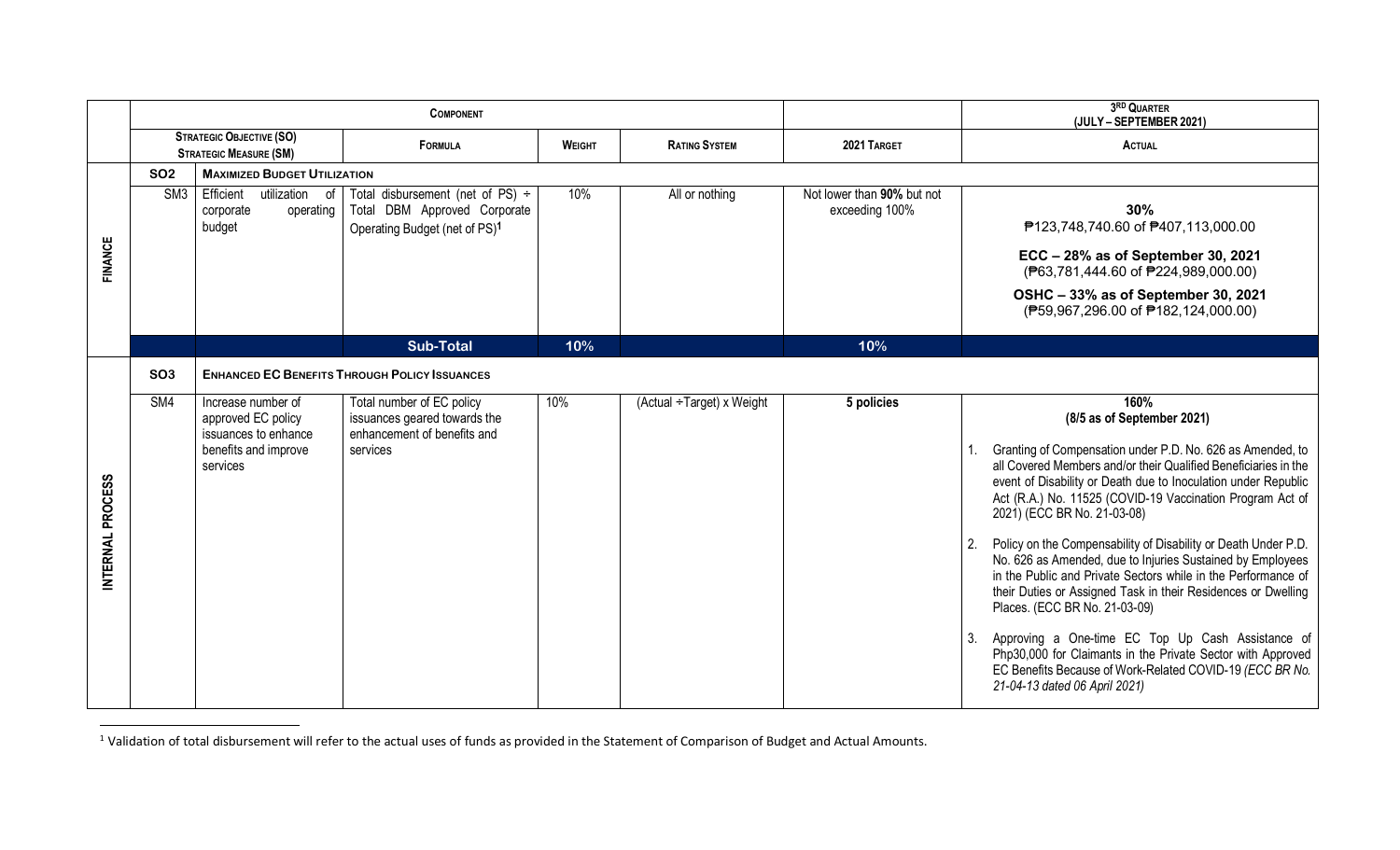| | Component | | | | | | 3rd Quarter (July – September 2021) |
|---|---|---|---|---|---|---|---|
| | Strategic Objective (SO) Strategic Measure (SM) | | Formula | Weight | Rating System | 2021 Target | Actual |
| **FINANCE** | **SO2** | **Maximized Budget Utilization** | | | | | |
| | SM3 | Efficient utilization of corporate operating budget | Total disbursement (net of PS) ÷ Total DBM Approved Corporate Operating Budget (net of PS)[1] | 10% | All or nothing | Not lower than **90%** but not exceeding 100% | **30%**<br>₱123,748,740.60 of ₱407,113,000.00<br><br>**ECC – 28% as of September 30, 2021**<br>(₱63,781,444.60 of ₱224,989,000.00)<br><br>**OSHC – 33% as of September 30, 2021**<br>(₱59,967,296.00 of ₱182,124,000.00) |
| | | | **Sub-Total** | **10%** | | **10%** | |
| **INTERNAL PROCESS** | **SO3** | **Enhanced EC Benefits Through Policy Issuances** | | | | | |
| | SM4 | Increase number of approved EC policy issuances to enhance benefits and improve services | Total number of EC policy issuances geared towards the enhancement of benefits and services | 10% | (Actual ÷Target) x Weight | **5 policies** | **160%**<br>**(8/5 as of September 2021)**<br><br>1. Granting of Compensation under P.D. No. 626 as Amended, to all Covered Members and/or their Qualified Beneficiaries in the event of Disability or Death due to Inoculation under Republic Act (R.A.) No. 11525 (COVID-19 Vaccination Program Act of 2021) (ECC BR No. 21-03-08)<br><br>2. Policy on the Compensability of Disability or Death Under P.D. No. 626 as Amended, due to Injuries Sustained by Employees in the Public and Private Sectors while in the Performance of their Duties or Assigned Task in their Residences or Dwelling Places. (ECC BR No. 21-03-09)<br><br>3. Approving a One-time EC Top Up Cash Assistance of Php30,000 for Claimants in the Private Sector with Approved EC Benefits Because of Work-Related COVID-19 *(ECC BR No. 21-04-13 dated 06 April 2021)* |

[1] Validation of total disbursement will refer to the actual uses of funds as provided in the Statement of Comparison of Budget and Actual Amounts.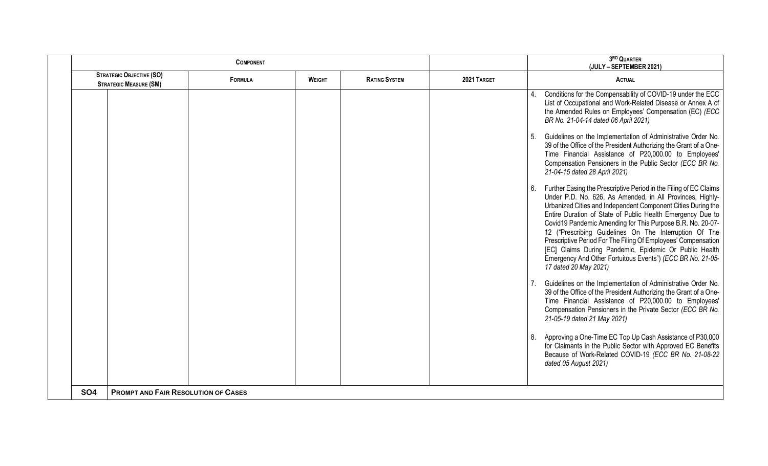| Component | | | | | | 3RD Quarter (July – September 2021) |
|---|---|---|---|---|---|---|
| Strategic Objective (SO) Strategic Measure (SM) | | Formula | Weight | Rating System | 2021 Target | Actual |
| | | | | | | 4. Conditions for the Compensability of COVID-19 under the ECC List of Occupational and Work-Related Disease or Annex A of the Amended Rules on Employees' Compensation (EC) *(ECC BR No. 21-04-14 dated 06 April 2021)*<br><br>5. Guidelines on the Implementation of Administrative Order No. 39 of the Office of the President Authorizing the Grant of a One-Time Financial Assistance of P20,000.00 to Employees' Compensation Pensioners in the Public Sector *(ECC BR No. 21-04-15 dated 28 April 2021)*<br><br>6. Further Easing the Prescriptive Period in the Filing of EC Claims Under P.D. No. 626, As Amended, in All Provinces, Highly-Urbanized Cities and Independent Component Cities During the Entire Duration of State of Public Health Emergency Due to Covid19 Pandemic Amending for This Purpose B.R. No. 20-07-12 ("Prescribing Guidelines On The Interruption Of The Prescriptive Period For The Filing Of Employees' Compensation [EC] Claims During Pandemic, Epidemic Or Public Health Emergency And Other Fortuitous Events") *(ECC BR No. 21-05-17 dated 20 May 2021)*<br><br>7. Guidelines on the Implementation of Administrative Order No. 39 of the Office of the President Authorizing the Grant of a One-Time Financial Assistance of P20,000.00 to Employees' Compensation Pensioners in the Private Sector *(ECC BR No. 21-05-19 dated 21 May 2021)*<br><br>8. Approving a One-Time EC Top Up Cash Assistance of P30,000 for Claimants in the Public Sector with Approved EC Benefits Because of Work-Related COVID-19 *(ECC BR No. 21-08-22 dated 05 August 2021)* |
| **SO4** | **Prompt and Fair Resolution of Cases** | | | | | |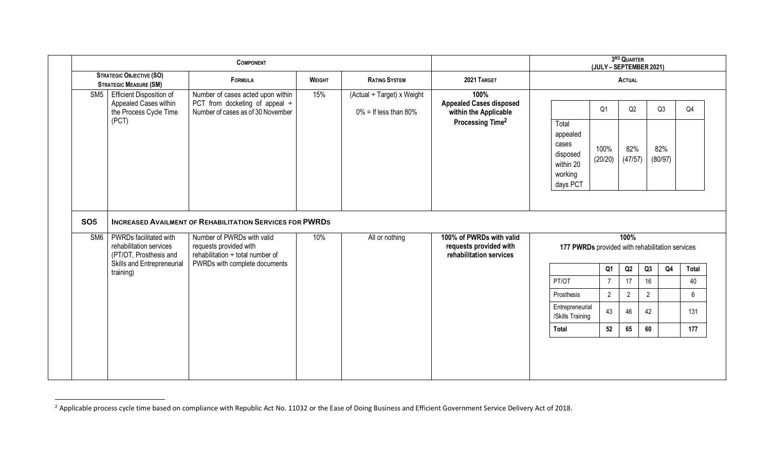| Component | | | | | 2021 Target | 3rd Quarter (July – September 2021) |
|---|---|---|---|---|---|---|
| Strategic Objective (SO) Strategic Measure (SM) | | Formula | Weight | Rating System | 2021 Target | Actual |
| SM5 | Efficient Disposition of Appealed Cases within the Process Cycle Time (PCT) | Number of cases acted upon within PCT from docketing of appeal ÷ Number of cases as of 30 November | 15% | (Actual ÷ Target) x Weight<br><br>0% = If less than 80% | 100%<br>**Appealed Cases disposed within the Applicable Processing Time[2]** | See table below |
| SO5 | **Increased Availment of Rehabilitation Services for PWRDs** | | | | | |
| SM6 | PWRDs facilitated with rehabilitation services (PT/OT, Prosthesis and Skills and Entrepreneurial training) | Number of PWRDs with valid requests provided with rehabilitation ÷ total number of PWRDs with complete documents | 10% | All or nothing | **100% of PWRDs with valid requests provided with rehabilitation services** | **100%**<br>**177 PWRDs** provided with rehabilitation services<br>See table below |

SM5 Actual:

| | Q1 | Q2 | Q3 | Q4 |
|---|---|---|---|---|
| Total appealed cases disposed within 20 working days PCT | 100% (20/20) | 82% (47/57) | 82% (80/97) | |

SM6 Actual:

| | Q1 | Q2 | Q3 | Q4 | Total |
|---|---|---|---|---|---|
| PT/OT | 7 | 17 | 16 | | 40 |
| Prosthesis | 2 | 2 | 2 | | 6 |
| Entrepreneurial /Skills Training | 43 | 46 | 42 | | 131 |
| **Total** | **52** | **65** | **60** | | **177** |

[2] Applicable process cycle time based on compliance with Republic Act No. 11032 or the Ease of Doing Business and Efficient Government Service Delivery Act of 2018.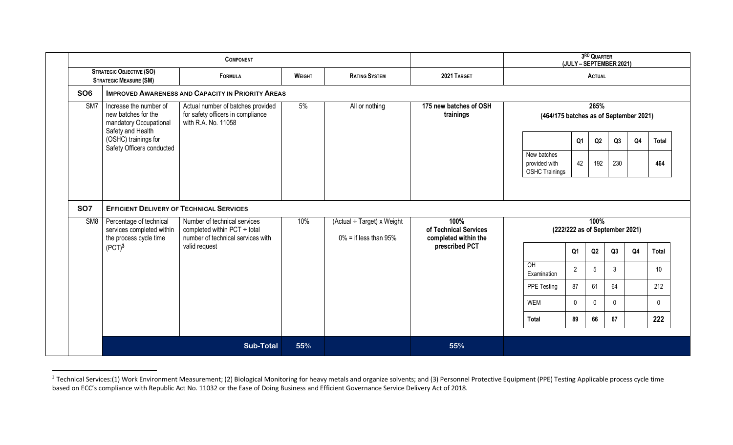| Component | | | | | | 3RD QUARTER (JULY – SEPTEMBER 2021) |
|---|---|---|---|---|---|---|
| **Strategic Objective (SO)** **Strategic Measure (SM)** | | **Formula** | **Weight** | **Rating System** | **2021 Target** | **Actual** |
| **SO6** | **Improved Awareness and Capacity in Priority Areas** | | | | | |
| SM7 | Increase the number of new batches for the mandatory Occupational Safety and Health (OSHC) trainings for Safety Officers conducted | Actual number of batches provided for safety officers in compliance with R.A. No. 11058 | 5% | All or nothing | **175 new batches of OSH trainings** | **265%** **(464/175 batches as of September 2021)** |
| **SO7** | **Efficient Delivery of Technical Services** | | | | | |
| SM8 | Percentage of technical services completed within the process cycle time (PCT)[3] | Number of technical services completed within PCT ÷ total number of technical services with valid request | 10% | (Actual ÷ Target) x Weight<br>0% = if less than 95% | **100% of Technical Services completed within the prescribed PCT** | **100%** **(222/222 as of September 2021)** |
| | | **Sub-Total** | **55%** | | **55%** | |

SM7 Actual breakdown:

| | Q1 | Q2 | Q3 | Q4 | Total |
|---|---|---|---|---|---|
| New batches provided with OSHC Trainings | 42 | 192 | 230 | | **464** |

SM8 Actual breakdown:

| | Q1 | Q2 | Q3 | Q4 | Total |
|---|---|---|---|---|---|
| OH Examination | 2 | 5 | 3 | | 10 |
| PPE Testing | 87 | 61 | 64 | | 212 |
| WEM | 0 | 0 | 0 | | 0 |
| **Total** | **89** | **66** | **67** | | **222** |

[3] Technical Services:(1) Work Environment Measurement; (2) Biological Monitoring for heavy metals and organize solvents; and (3) Personnel Protective Equipment (PPE) Testing Applicable process cycle time based on ECC's compliance with Republic Act No. 11032 or the Ease of Doing Business and Efficient Governance Service Delivery Act of 2018.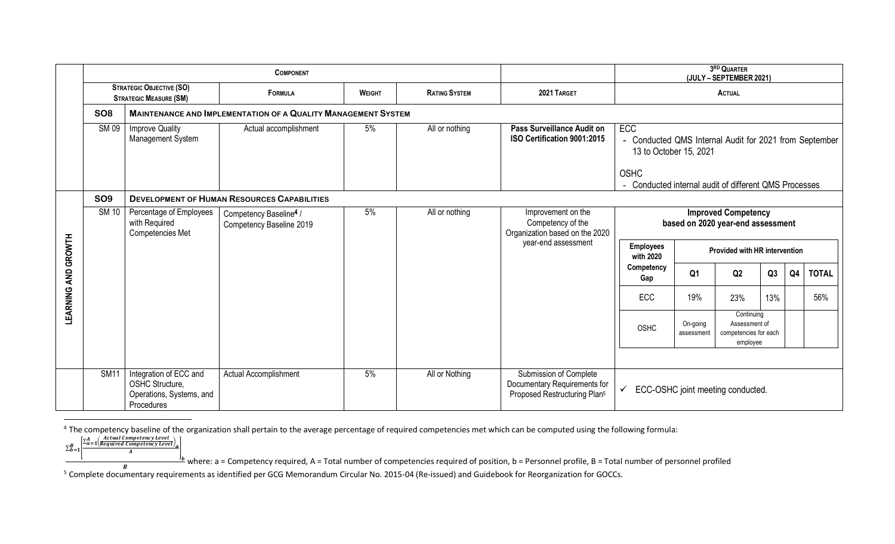| | Component | | | | | | 3RD Quarter (July – September 2021) |
|---|---|---|---|---|---|---|---|
| | Strategic Objective (SO) / Strategic Measure (SM) | | Formula | Weight | Rating System | 2021 Target | Actual |
| | SO8 | Maintenance and Implementation of a Quality Management System | | | | | |
| | SM 09 | Improve Quality Management System | Actual accomplishment | 5% | All or nothing | **Pass Surveillance Audit on ISO Certification 9001:2015** | ECC<br>- Conducted QMS Internal Audit for 2021 from September 13 to October 15, 2021<br><br>OSHC<br>- Conducted internal audit of different QMS Processes |
| Learning and Growth | SO9 | Development of Human Resources Capabilities | | | | | |
| | SM 10 | Percentage of Employees with Required Competencies Met | Competency Baseline[4] / Competency Baseline 2019 | 5% | All or nothing | Improvement on the Competency of the Organization based on the 2020 year-end assessment | **Improved Competency based on 2020 year-end assessment** (see table below) |
| | SM11 | Integration of ECC and OSHC Structure, Operations, Systems, and Procedures | Actual Accomplishment | 5% | All or Nothing | Submission of Complete Documentary Requirements for Proposed Restructuring Plan[5] | ✓ ECC-OSHC joint meeting conducted. |

**Improved Competency based on 2020 year-end assessment**

| Employees with 2020 Competency Gap | Provided with HR intervention | | | | |
|---|---|---|---|---|---|
| | Q1 | Q2 | Q3 | Q4 | TOTAL |
| ECC | 19% | 23% | 13% | | 56% |
| OSHC | On-going assessment | Continuing Assessment of competencies for each employee | | | |

[4] The competency baseline of the organization shall pertain to the average percentage of required competencies met which can be computed using the following formula:

$$\frac{\sum_{b=1}^{B}\left[\frac{\sum_{a=1}^{A}\left(\frac{Actual\ Competency\ Level}{Required\ Competency\ Level}\right)_a}{A}\right]_b}{B}$$

where: a = Competency required, A = Total number of competencies required of position, b = Personnel profile, B = Total number of personnel profiled

[5] Complete documentary requirements as identified per GCG Memorandum Circular No. 2015-04 (Re-issued) and Guidebook for Reorganization for GOCCs.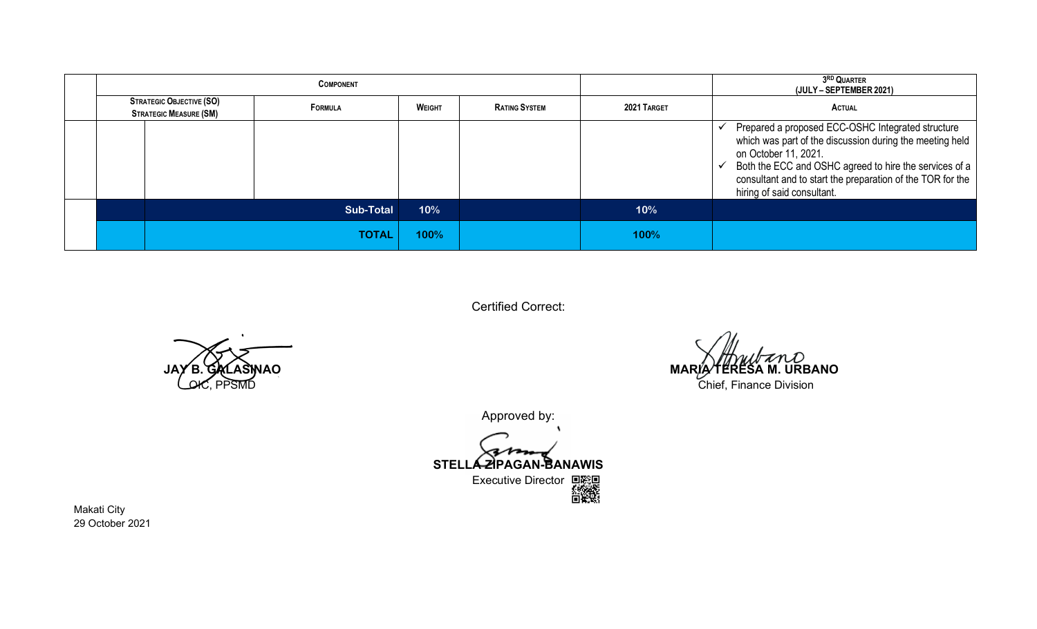| | Component | | | | | 3RD Quarter (July – September 2021) |
|---|---|---|---|---|---|---|
| | Strategic Objective (SO) Strategic Measure (SM) | | Formula | Weight | Rating System | 2021 Target | Actual |
| | | | | | | | ✓ Prepared a proposed ECC-OSHC Integrated structure which was part of the discussion during the meeting held on October 11, 2021. ✓ Both the ECC and OSHC agreed to hire the services of a consultant and to start the preparation of the TOR for the hiring of said consultant. |
| | | | Sub-Total | 10% | | 10% | |
| | | | TOTAL | 100% | | 100% | |

Certified Correct:

**JAY B. GALASINAO**
OIC, PPSMD

**MARIA TERESA M. URBANO**
Chief, Finance Division

Approved by:

**STELLA ZIPAGAN-BANAWIS**
Executive Director

Makati City
29 October 2021